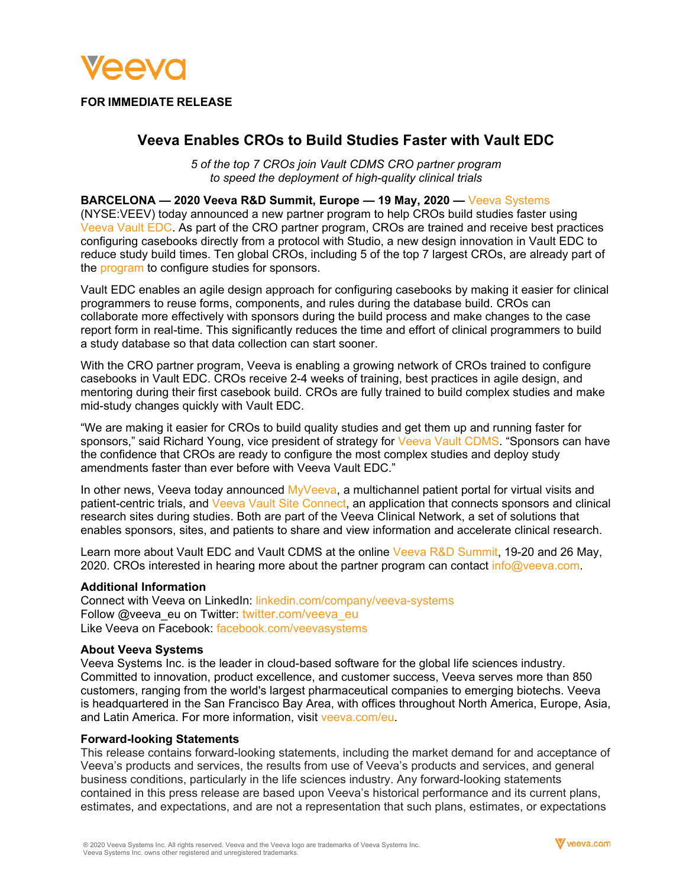**FOR IMMEDIATE RELEASE**

# Veeva Enables CROs to Build Studies Faster with Vault EDC

*5 of the top 7 CROs join Vault CDMS CRO partner program to speed the deployment of high-quality clinical trials*

**BARCELONA — 2020 Veeva R&D Summit, Europe — 19 May, 2020 —** Veeva Systems (NYSE:VEEV) today announced a new partner program to help CROs build studies faster using Veeva Vault EDC. As part of the CRO partner program, CROs are trained and receive best practices configuring casebooks directly from a protocol with Studio, a new design innovation in Vault EDC to reduce study build times. Ten global CROs, including 5 of the top 7 largest CROs, are already part of the program to configure studies for sponsors.

Vault EDC enables an agile design approach for configuring casebooks by making it easier for clinical programmers to reuse forms, components, and rules during the database build. CROs can collaborate more effectively with sponsors during the build process and make changes to the case report form in real-time. This significantly reduces the time and effort of clinical programmers to build a study database so that data collection can start sooner.

With the CRO partner program, Veeva is enabling a growing network of CROs trained to configure casebooks in Vault EDC. CROs receive 2-4 weeks of training, best practices in agile design, and mentoring during their first casebook build. CROs are fully trained to build complex studies and make mid-study changes quickly with Vault EDC.

"We are making it easier for CROs to build quality studies and get them up and running faster for sponsors," said Richard Young, vice president of strategy for Veeva Vault CDMS. "Sponsors can have the confidence that CROs are ready to configure the most complex studies and deploy study amendments faster than ever before with Veeva Vault EDC."

In other news, Veeva today announced MyVeeva, a multichannel patient portal for virtual visits and patient-centric trials, and Veeva Vault Site Connect, an application that connects sponsors and clinical research sites during studies. Both are part of the Veeva Clinical Network, a set of solutions that enables sponsors, sites, and patients to share and view information and accelerate clinical research.

Learn more about Vault EDC and Vault CDMS at the online Veeva R&D Summit, 19-20 and 26 May, 2020. CROs interested in hearing more about the partner program can contact info@veeva.com.

### Additional Information

Connect with Veeva on LinkedIn: linkedin.com/company/veeva-systems
Follow @veeva_eu on Twitter: twitter.com/veeva_eu
Like Veeva on Facebook: facebook.com/veevasystems

### About Veeva Systems

Veeva Systems Inc. is the leader in cloud-based software for the global life sciences industry. Committed to innovation, product excellence, and customer success, Veeva serves more than 850 customers, ranging from the world's largest pharmaceutical companies to emerging biotechs. Veeva is headquartered in the San Francisco Bay Area, with offices throughout North America, Europe, Asia, and Latin America. For more information, visit veeva.com/eu.

### Forward-looking Statements

This release contains forward-looking statements, including the market demand for and acceptance of Veeva's products and services, the results from use of Veeva's products and services, and general business conditions, particularly in the life sciences industry. Any forward-looking statements contained in this press release are based upon Veeva's historical performance and its current plans, estimates, and expectations, and are not a representation that such plans, estimates, or expectations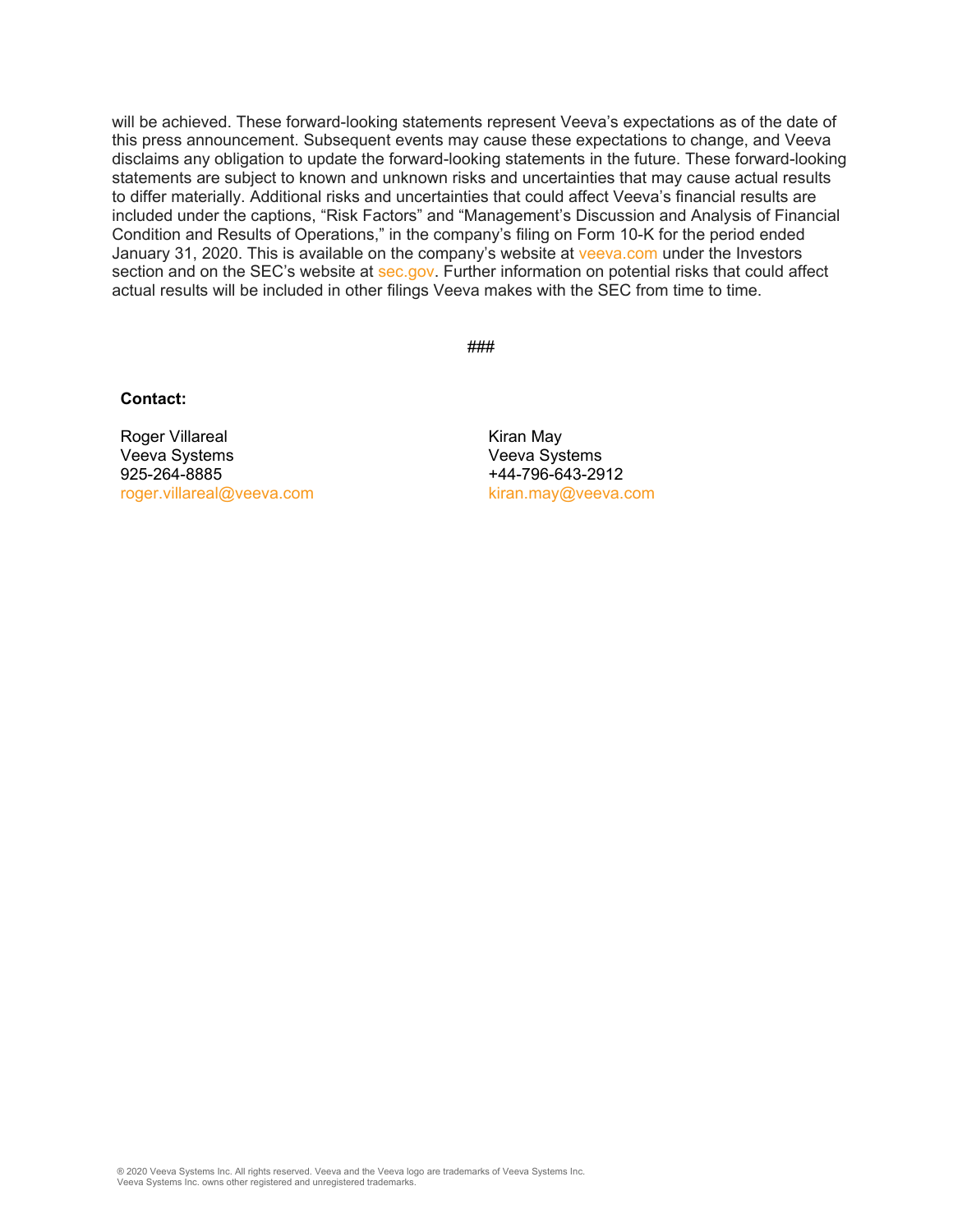will be achieved. These forward-looking statements represent Veeva's expectations as of the date of this press announcement. Subsequent events may cause these expectations to change, and Veeva disclaims any obligation to update the forward-looking statements in the future. These forward-looking statements are subject to known and unknown risks and uncertainties that may cause actual results to differ materially. Additional risks and uncertainties that could affect Veeva's financial results are included under the captions, "Risk Factors" and "Management's Discussion and Analysis of Financial Condition and Results of Operations," in the company's filing on Form 10-K for the period ended January 31, 2020. This is available on the company's website at veeva.com under the Investors section and on the SEC's website at sec.gov. Further information on potential risks that could affect actual results will be included in other filings Veeva makes with the SEC from time to time.

###

**Contact:**

Roger Villareal
Veeva Systems
925-264-8885
roger.villareal@veeva.com

Kiran May
Veeva Systems
+44-796-643-2912
kiran.may@veeva.com

® 2020 Veeva Systems Inc. All rights reserved. Veeva and the Veeva logo are trademarks of Veeva Systems Inc. Veeva Systems Inc. owns other registered and unregistered trademarks.